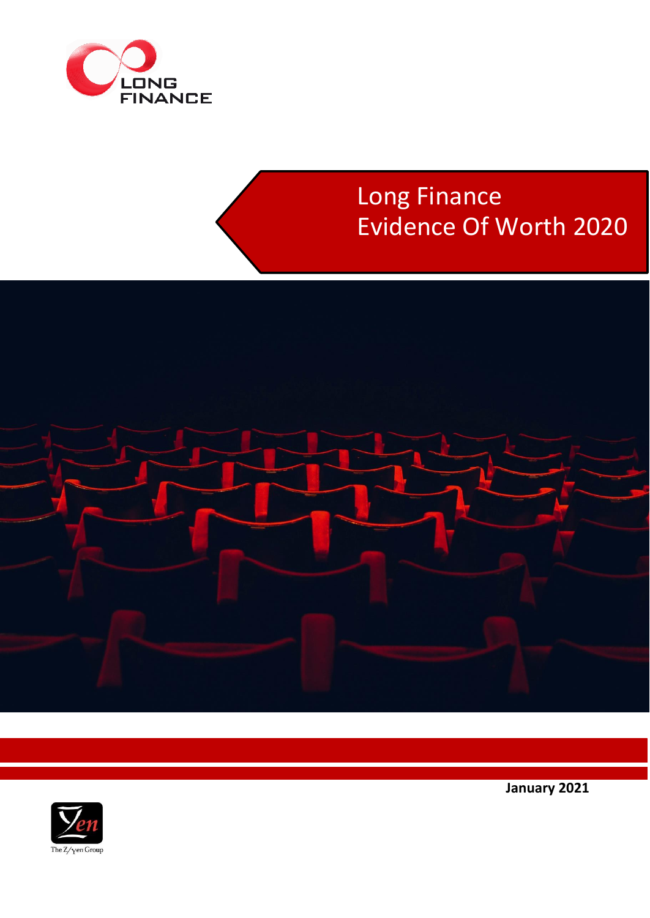LONG FINANCE

# Long Finance Evidence Of Worth 2020

**January 2021**

The Z/Yen Group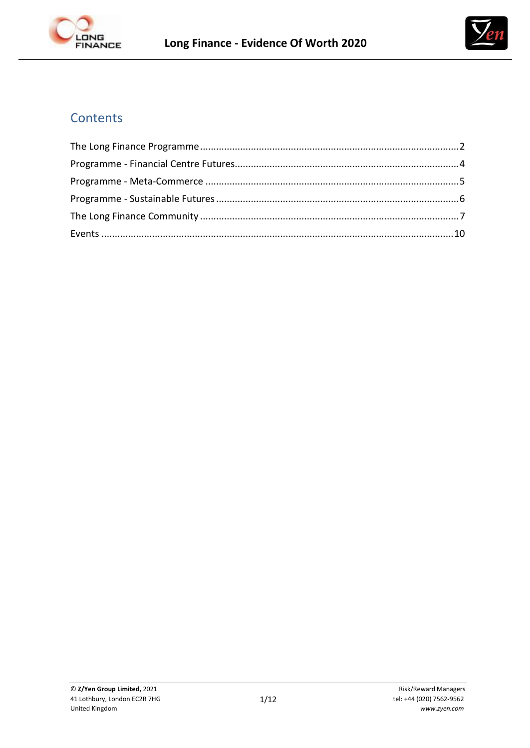## Contents

The Long Finance Programme ... 2
Programme - Financial Centre Futures ... 4
Programme - Meta-Commerce ... 5
Programme - Sustainable Futures ... 6
The Long Finance Community ... 7
Events ... 10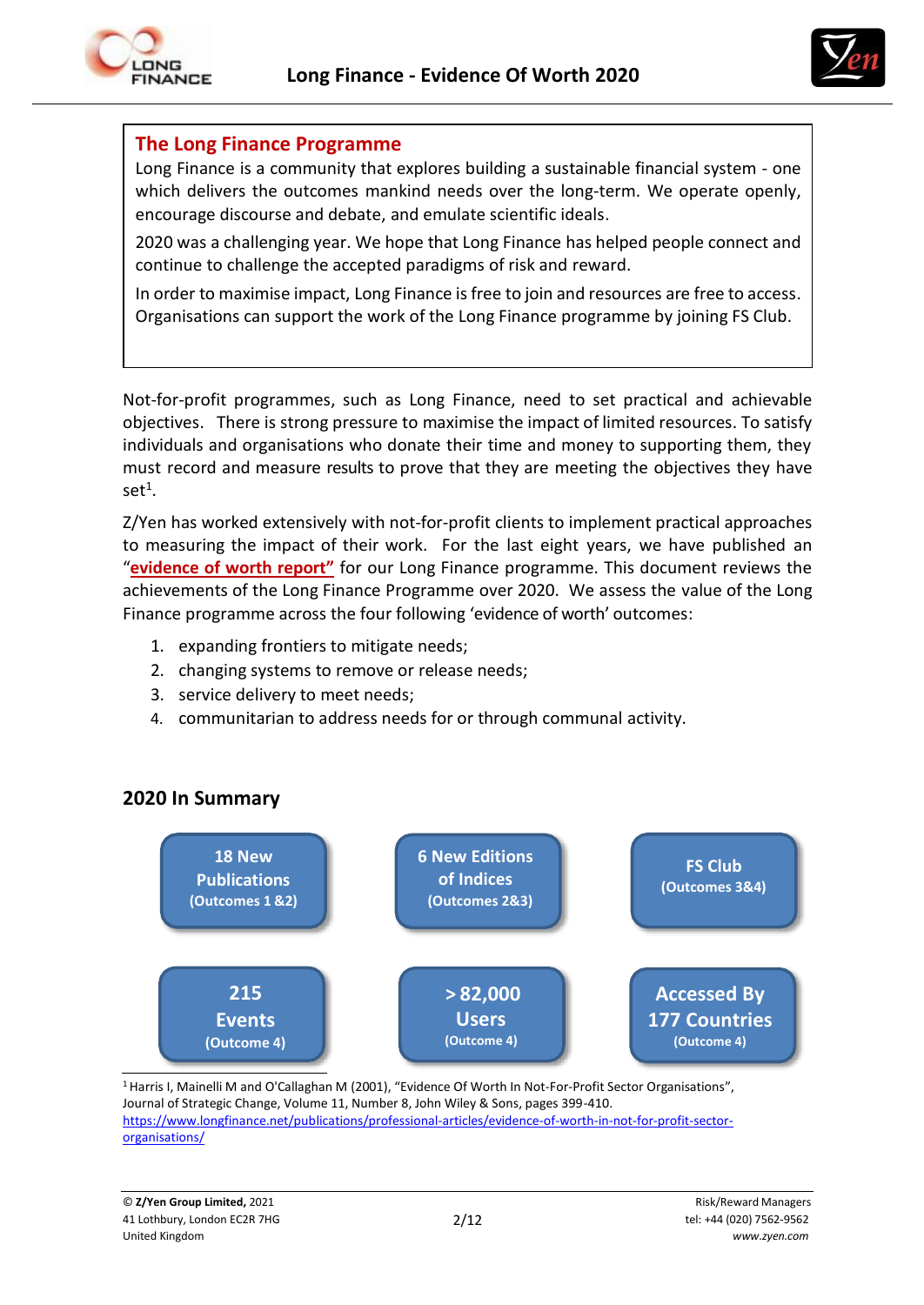## The Long Finance Programme

Long Finance is a community that explores building a sustainable financial system - one which delivers the outcomes mankind needs over the long-term. We operate openly, encourage discourse and debate, and emulate scientific ideals.

2020 was a challenging year. We hope that Long Finance has helped people connect and continue to challenge the accepted paradigms of risk and reward.

In order to maximise impact, Long Finance is free to join and resources are free to access. Organisations can support the work of the Long Finance programme by joining FS Club.

Not-for-profit programmes, such as Long Finance, need to set practical and achievable objectives. There is strong pressure to maximise the impact of limited resources. To satisfy individuals and organisations who donate their time and money to supporting them, they must record and measure results to prove that they are meeting the objectives they have set[1].

Z/Yen has worked extensively with not-for-profit clients to implement practical approaches to measuring the impact of their work. For the last eight years, we have published an "**evidence of worth report**" for our Long Finance programme. This document reviews the achievements of the Long Finance Programme over 2020. We assess the value of the Long Finance programme across the four following 'evidence of worth' outcomes:

1. expanding frontiers to mitigate needs;
2. changing systems to remove or release needs;
3. service delivery to meet needs;
4. communitarian to address needs for or through communal activity.

## 2020 In Summary

- **18 New Publications** (Outcomes 1 &2)
- **6 New Editions of Indices** (Outcomes 2&3)
- **FS Club** (Outcomes 3&4)
- **215 Events** (Outcome 4)
- **> 82,000 Users** (Outcome 4)
- **Accessed By 177 Countries** (Outcome 4)

[1] Harris I, Mainelli M and O'Callaghan M (2001), "Evidence Of Worth In Not-For-Profit Sector Organisations", Journal of Strategic Change, Volume 11, Number 8, John Wiley & Sons, pages 399-410. https://www.longfinance.net/publications/professional-articles/evidence-of-worth-in-not-for-profit-sector-organisations/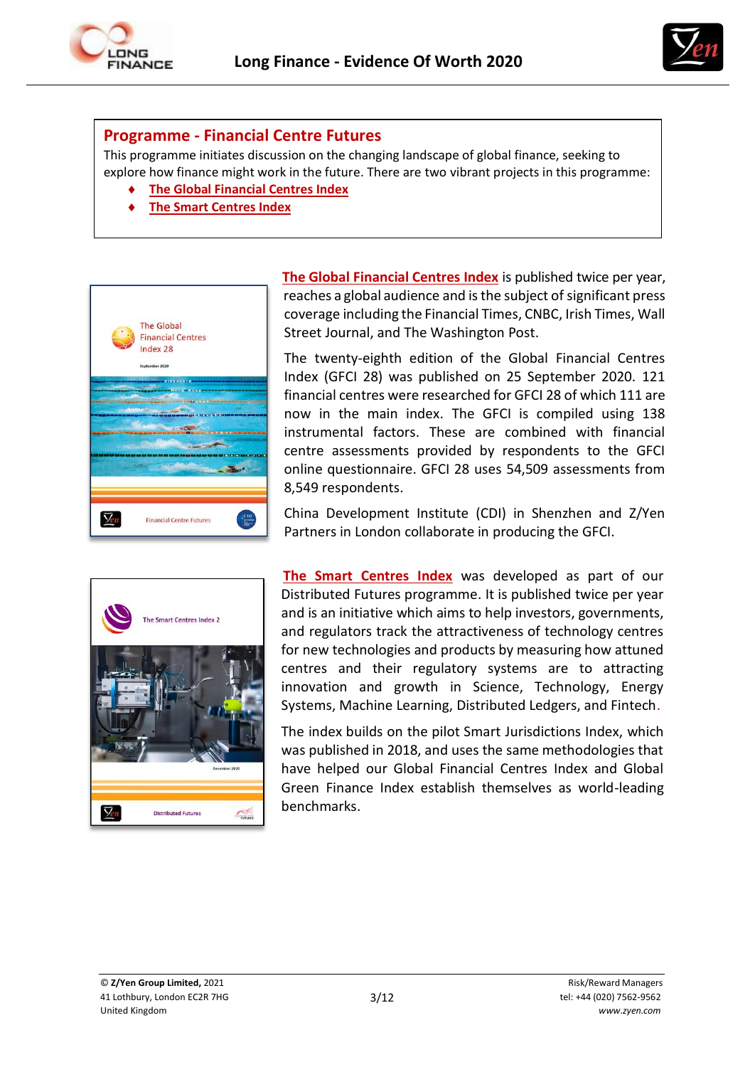## Programme - Financial Centre Futures

This programme initiates discussion on the changing landscape of global finance, seeking to explore how finance might work in the future. There are two vibrant projects in this programme:

- The Global Financial Centres Index
- The Smart Centres Index

**The Global Financial Centres Index** is published twice per year, reaches a global audience and is the subject of significant press coverage including the Financial Times, CNBC, Irish Times, Wall Street Journal, and The Washington Post.

The twenty-eighth edition of the Global Financial Centres Index (GFCI 28) was published on 25 September 2020. 121 financial centres were researched for GFCI 28 of which 111 are now in the main index. The GFCI is compiled using 138 instrumental factors. These are combined with financial centre assessments provided by respondents to the GFCI online questionnaire. GFCI 28 uses 54,509 assessments from 8,549 respondents.

China Development Institute (CDI) in Shenzhen and Z/Yen Partners in London collaborate in producing the GFCI.

**The Smart Centres Index** was developed as part of our Distributed Futures programme. It is published twice per year and is an initiative which aims to help investors, governments, and regulators track the attractiveness of technology centres for new technologies and products by measuring how attuned centres and their regulatory systems are to attracting innovation and growth in Science, Technology, Energy Systems, Machine Learning, Distributed Ledgers, and Fintech.

The index builds on the pilot Smart Jurisdictions Index, which was published in 2018, and uses the same methodologies that have helped our Global Financial Centres Index and Global Green Finance Index establish themselves as world-leading benchmarks.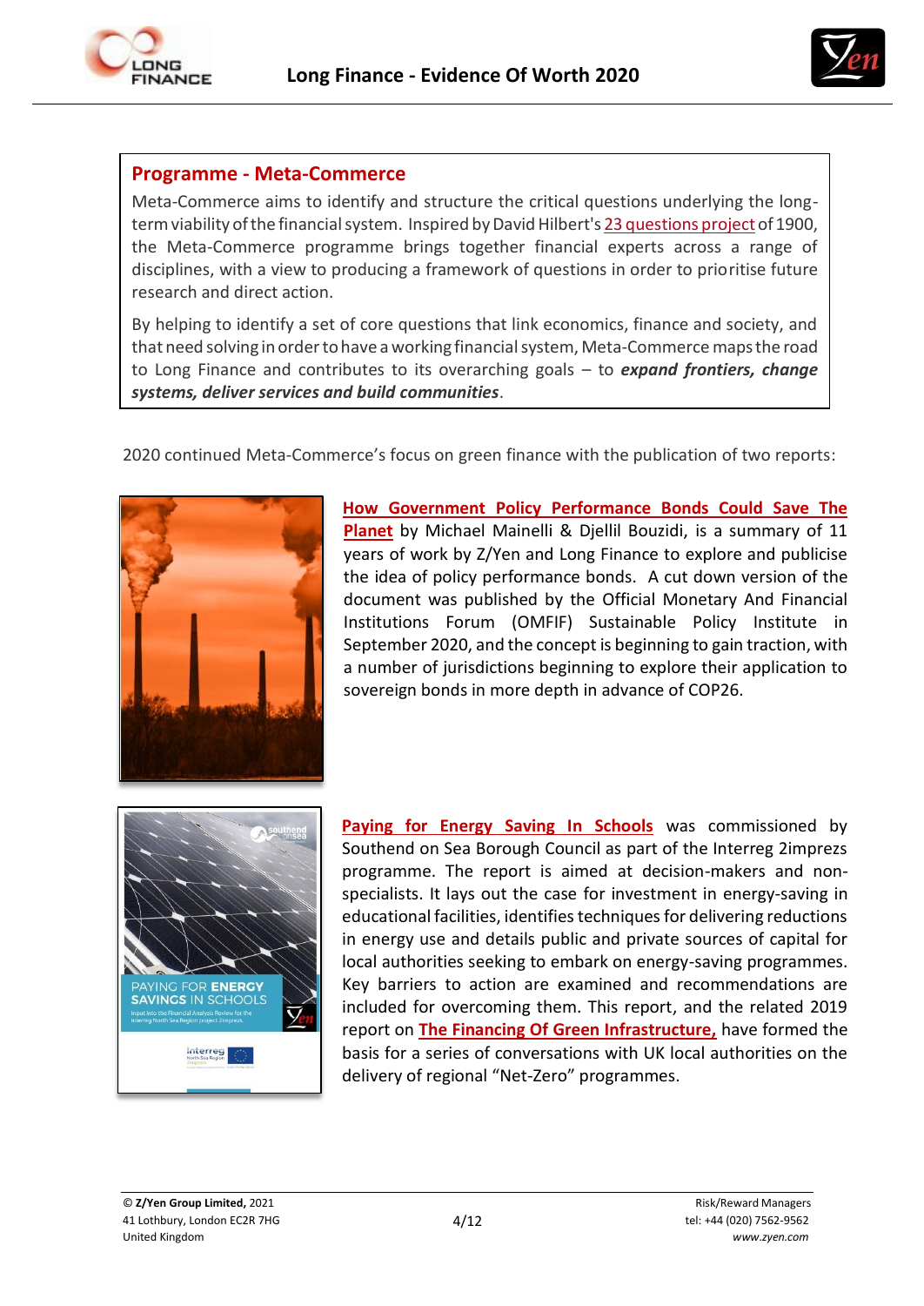## Programme - Meta-Commerce

Meta-Commerce aims to identify and structure the critical questions underlying the long-term viability of the financial system. Inspired by David Hilbert's 23 questions project of 1900, the Meta-Commerce programme brings together financial experts across a range of disciplines, with a view to producing a framework of questions in order to prioritise future research and direct action.

By helping to identify a set of core questions that link economics, finance and society, and that need solving in order to have a working financial system, Meta-Commerce maps the road to Long Finance and contributes to its overarching goals – to ***expand frontiers, change systems, deliver services and build communities***.

2020 continued Meta-Commerce's focus on green finance with the publication of two reports:

**How Government Policy Performance Bonds Could Save The Planet** by Michael Mainelli & Djellil Bouzidi, is a summary of 11 years of work by Z/Yen and Long Finance to explore and publicise the idea of policy performance bonds. A cut down version of the document was published by the Official Monetary And Financial Institutions Forum (OMFIF) Sustainable Policy Institute in September 2020, and the concept is beginning to gain traction, with a number of jurisdictions beginning to explore their application to sovereign bonds in more depth in advance of COP26.

**Paying for Energy Saving In Schools** was commissioned by Southend on Sea Borough Council as part of the Interreg 2imprezs programme. The report is aimed at decision-makers and non-specialists. It lays out the case for investment in energy-saving in educational facilities, identifies techniques for delivering reductions in energy use and details public and private sources of capital for local authorities seeking to embark on energy-saving programmes. Key barriers to action are examined and recommendations are included for overcoming them. This report, and the related 2019 report on **The Financing Of Green Infrastructure,** have formed the basis for a series of conversations with UK local authorities on the delivery of regional "Net-Zero" programmes.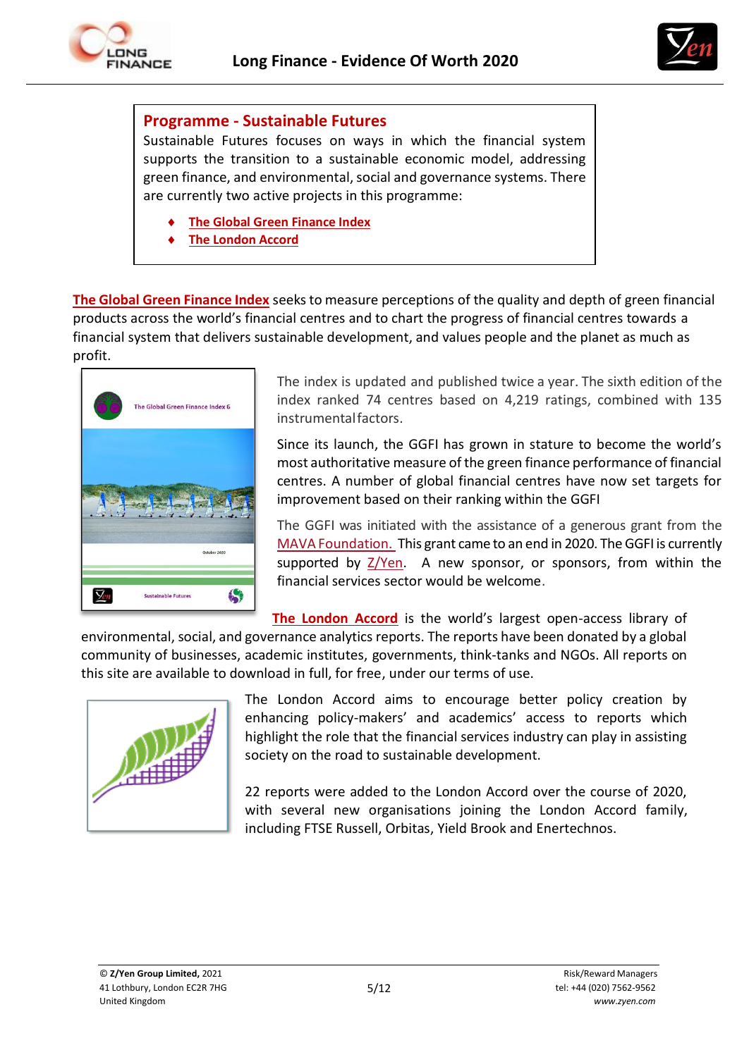## Programme - Sustainable Futures

Sustainable Futures focuses on ways in which the financial system supports the transition to a sustainable economic model, addressing green finance, and environmental, social and governance systems. There are currently two active projects in this programme:

- **The Global Green Finance Index**
- **The London Accord**

**The Global Green Finance Index** seeks to measure perceptions of the quality and depth of green financial products across the world's financial centres and to chart the progress of financial centres towards a financial system that delivers sustainable development, and values people and the planet as much as profit.

The index is updated and published twice a year. The sixth edition of the index ranked 74 centres based on 4,219 ratings, combined with 135 instrumental factors.

Since its launch, the GGFI has grown in stature to become the world's most authoritative measure of the green finance performance of financial centres. A number of global financial centres have now set targets for improvement based on their ranking within the GGFI

The GGFI was initiated with the assistance of a generous grant from the MAVA Foundation. This grant came to an end in 2020. The GGFI is currently supported by Z/Yen. A new sponsor, or sponsors, from within the financial services sector would be welcome.

**The London Accord** is the world's largest open-access library of environmental, social, and governance analytics reports. The reports have been donated by a global community of businesses, academic institutes, governments, think-tanks and NGOs. All reports on this site are available to download in full, for free, under our terms of use.

The London Accord aims to encourage better policy creation by enhancing policy-makers' and academics' access to reports which highlight the role that the financial services industry can play in assisting society on the road to sustainable development.

22 reports were added to the London Accord over the course of 2020, with several new organisations joining the London Accord family, including FTSE Russell, Orbitas, Yield Brook and Enertechnos.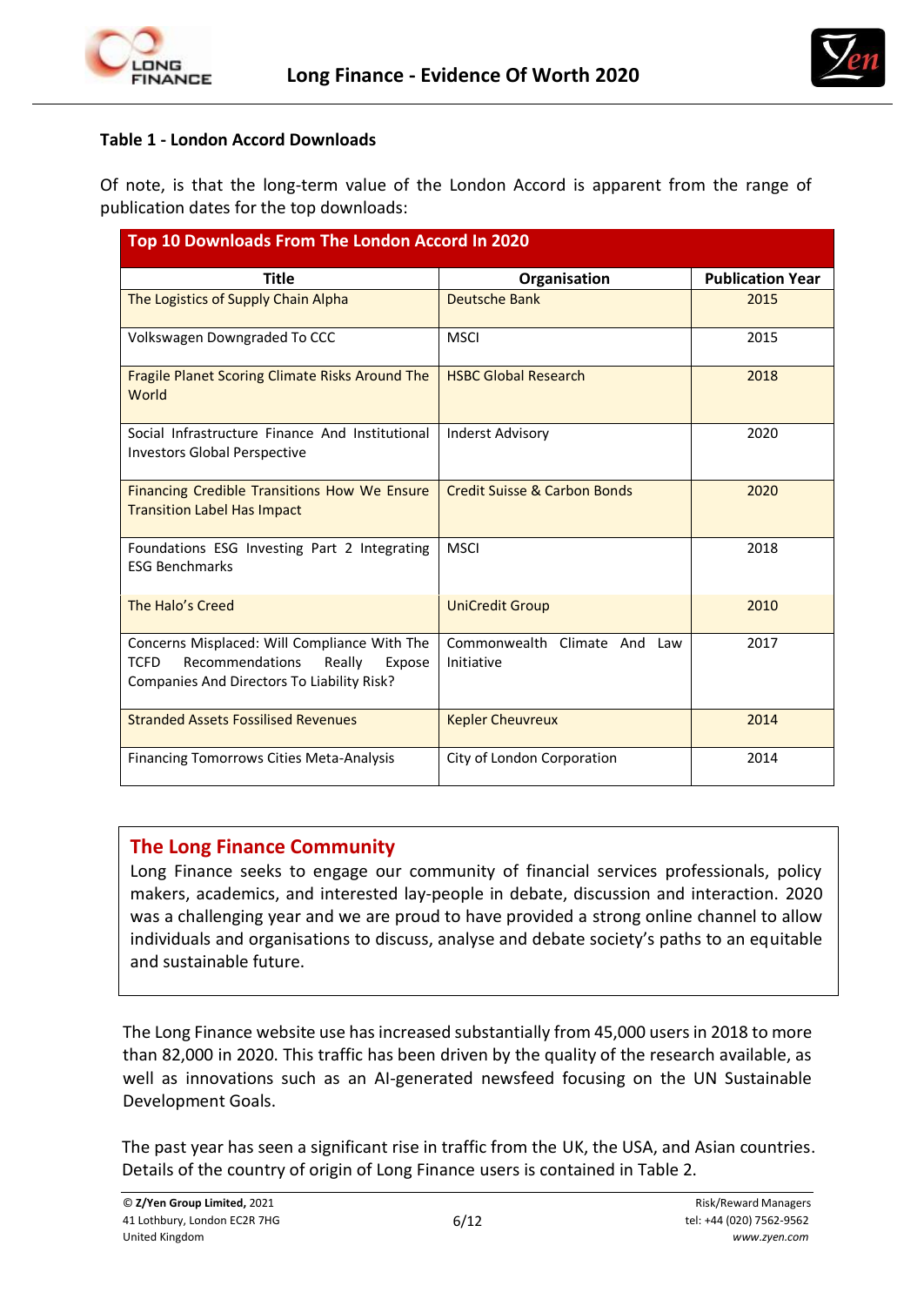**Table 1 - London Accord Downloads**

Of note, is that the long-term value of the London Accord is apparent from the range of publication dates for the top downloads:

| Top 10 Downloads From The London Accord In 2020 | | |
|---|---|---|
| **Title** | **Organisation** | **Publication Year** |
| The Logistics of Supply Chain Alpha | Deutsche Bank | 2015 |
| Volkswagen Downgraded To CCC | MSCI | 2015 |
| Fragile Planet Scoring Climate Risks Around The World | HSBC Global Research | 2018 |
| Social Infrastructure Finance And Institutional Investors Global Perspective | Inderst Advisory | 2020 |
| Financing Credible Transitions How We Ensure Transition Label Has Impact | Credit Suisse & Carbon Bonds | 2020 |
| Foundations ESG Investing Part 2 Integrating ESG Benchmarks | MSCI | 2018 |
| The Halo's Creed | UniCredit Group | 2010 |
| Concerns Misplaced: Will Compliance With The TCFD Recommendations Really Expose Companies And Directors To Liability Risk? | Commonwealth Climate And Law Initiative | 2017 |
| Stranded Assets Fossilised Revenues | Kepler Cheuvreux | 2014 |
| Financing Tomorrows Cities Meta-Analysis | City of London Corporation | 2014 |

## The Long Finance Community

Long Finance seeks to engage our community of financial services professionals, policy makers, academics, and interested lay-people in debate, discussion and interaction. 2020 was a challenging year and we are proud to have provided a strong online channel to allow individuals and organisations to discuss, analyse and debate society's paths to an equitable and sustainable future.

The Long Finance website use has increased substantially from 45,000 users in 2018 to more than 82,000 in 2020. This traffic has been driven by the quality of the research available, as well as innovations such as an AI-generated newsfeed focusing on the UN Sustainable Development Goals.

The past year has seen a significant rise in traffic from the UK, the USA, and Asian countries. Details of the country of origin of Long Finance users is contained in Table 2.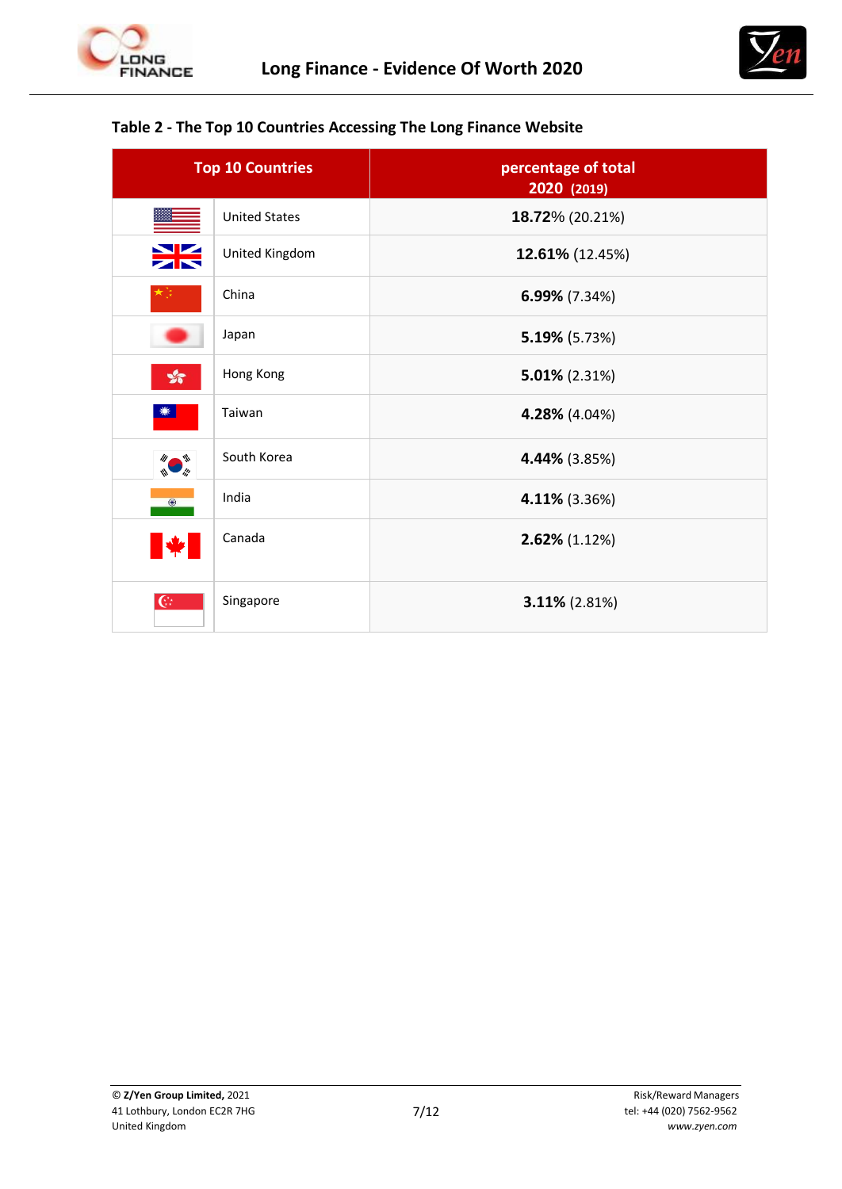**Table 2 - The Top 10 Countries Accessing The Long Finance Website**

| Top 10 Countries | | percentage of total 2020 (2019) |
|---|---|---|
| | United States | **18.72%** (20.21%) |
| | United Kingdom | **12.61%** (12.45%) |
| | China | **6.99%** (7.34%) |
| | Japan | **5.19%** (5.73%) |
| | Hong Kong | **5.01%** (2.31%) |
| | Taiwan | **4.28%** (4.04%) |
| | South Korea | **4.44%** (3.85%) |
| | India | **4.11%** (3.36%) |
| | Canada | **2.62%** (1.12%) |
| | Singapore | **3.11%** (2.81%) |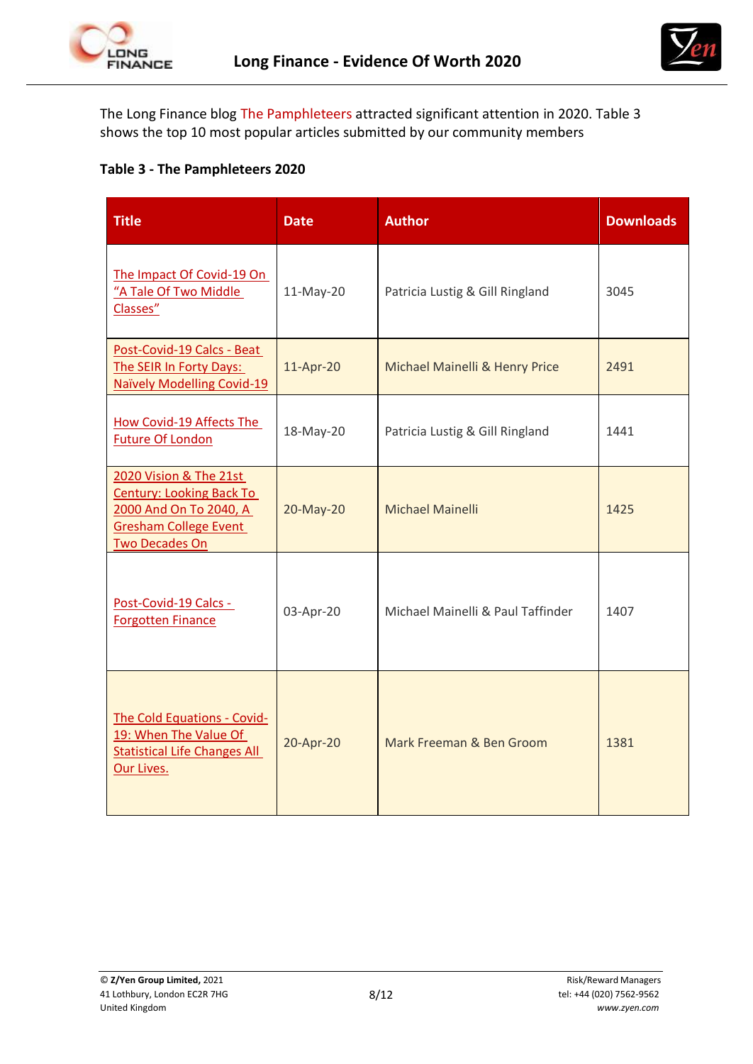The Long Finance blog The Pamphleteers attracted significant attention in 2020. Table 3 shows the top 10 most popular articles submitted by our community members

**Table 3 - The Pamphleteers 2020**

| Title | Date | Author | Downloads |
|---|---|---|---|
| The Impact Of Covid-19 On "A Tale Of Two Middle Classes" | 11-May-20 | Patricia Lustig & Gill Ringland | 3045 |
| Post-Covid-19 Calcs - Beat The SEIR In Forty Days: Naïvely Modelling Covid-19 | 11-Apr-20 | Michael Mainelli & Henry Price | 2491 |
| How Covid-19 Affects The Future Of London | 18-May-20 | Patricia Lustig & Gill Ringland | 1441 |
| 2020 Vision & The 21st Century: Looking Back To 2000 And On To 2040, A Gresham College Event Two Decades On | 20-May-20 | Michael Mainelli | 1425 |
| Post-Covid-19 Calcs - Forgotten Finance | 03-Apr-20 | Michael Mainelli & Paul Taffinder | 1407 |
| The Cold Equations - Covid-19: When The Value Of Statistical Life Changes All Our Lives. | 20-Apr-20 | Mark Freeman & Ben Groom | 1381 |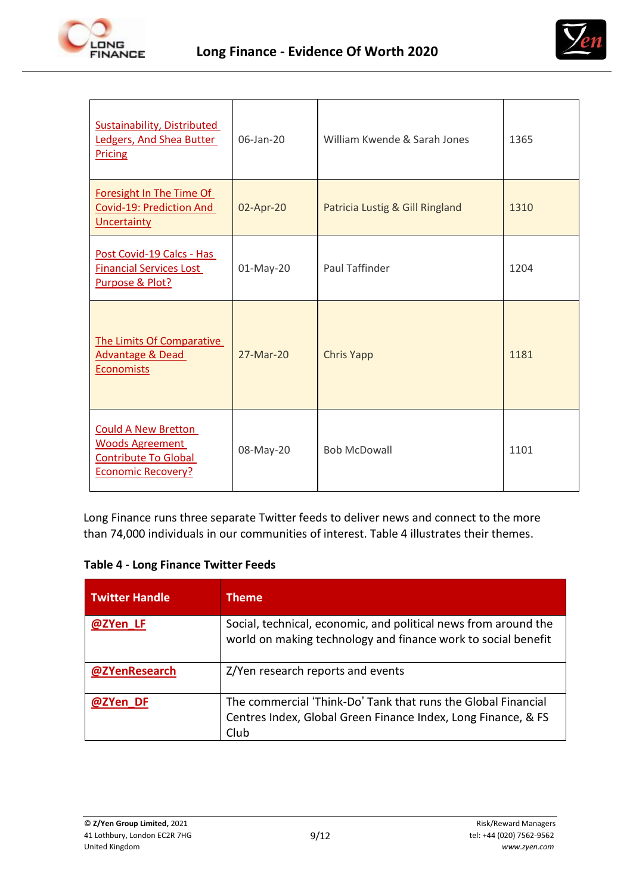| | | | |
|---|---|---|---|
| Sustainability, Distributed Ledgers, And Shea Butter Pricing | 06-Jan-20 | William Kwende & Sarah Jones | 1365 |
| Foresight In The Time Of Covid-19: Prediction And Uncertainty | 02-Apr-20 | Patricia Lustig & Gill Ringland | 1310 |
| Post Covid-19 Calcs - Has Financial Services Lost Purpose & Plot? | 01-May-20 | Paul Taffinder | 1204 |
| The Limits Of Comparative Advantage & Dead Economists | 27-Mar-20 | Chris Yapp | 1181 |
| Could A New Bretton Woods Agreement Contribute To Global Economic Recovery? | 08-May-20 | Bob McDowall | 1101 |

Long Finance runs three separate Twitter feeds to deliver news and connect to the more than 74,000 individuals in our communities of interest. Table 4 illustrates their themes.

**Table 4 - Long Finance Twitter Feeds**

| Twitter Handle | Theme |
|---|---|
| **@ZYen_LF** | Social, technical, economic, and political news from around the world on making technology and finance work to social benefit |
| **@ZYenResearch** | Z/Yen research reports and events |
| **@ZYen_DF** | The commercial 'Think-Do' Tank that runs the Global Financial Centres Index, Global Green Finance Index, Long Finance, & FS Club |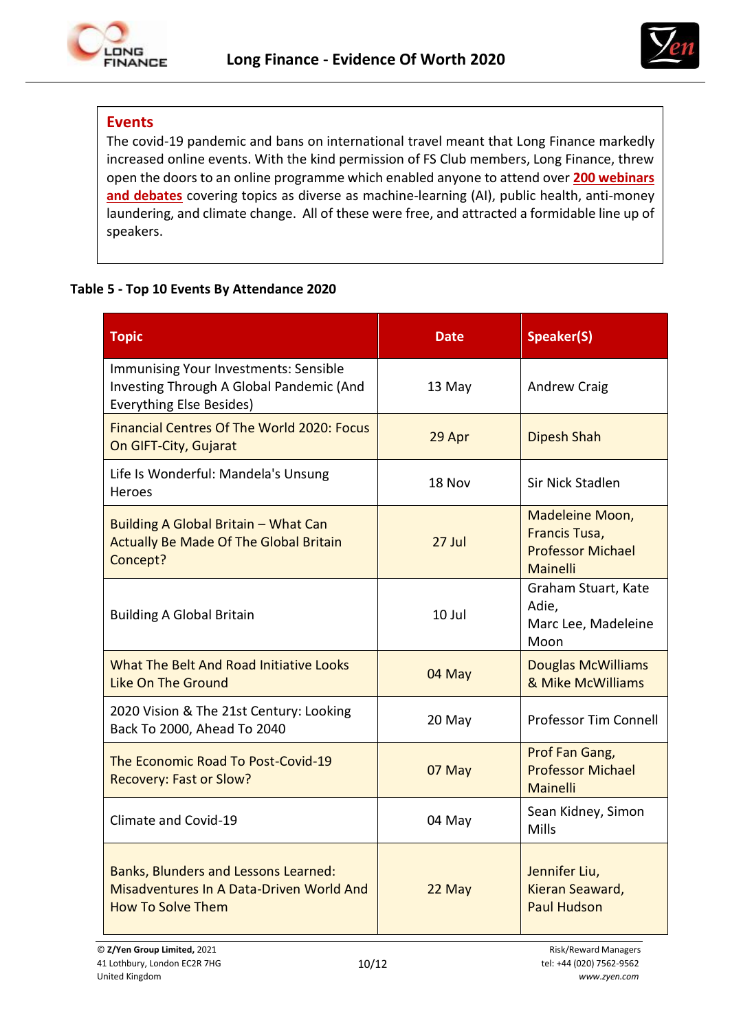## Events

The covid-19 pandemic and bans on international travel meant that Long Finance markedly increased online events. With the kind permission of FS Club members, Long Finance, threw open the doors to an online programme which enabled anyone to attend over **200 webinars and debates** covering topics as diverse as machine-learning (AI), public health, anti-money laundering, and climate change. All of these were free, and attracted a formidable line up of speakers.

**Table 5 - Top 10 Events By Attendance 2020**

| Topic | Date | Speaker(S) |
|---|---|---|
| Immunising Your Investments: Sensible Investing Through A Global Pandemic (And Everything Else Besides) | 13 May | Andrew Craig |
| Financial Centres Of The World 2020: Focus On GIFT-City, Gujarat | 29 Apr | Dipesh Shah |
| Life Is Wonderful: Mandela's Unsung Heroes | 18 Nov | Sir Nick Stadlen |
| Building A Global Britain – What Can Actually Be Made Of The Global Britain Concept? | 27 Jul | Madeleine Moon, Francis Tusa, Professor Michael Mainelli |
| Building A Global Britain | 10 Jul | Graham Stuart, Kate Adie, Marc Lee, Madeleine Moon |
| What The Belt And Road Initiative Looks Like On The Ground | 04 May | Douglas McWilliams & Mike McWilliams |
| 2020 Vision & The 21st Century: Looking Back To 2000, Ahead To 2040 | 20 May | Professor Tim Connell |
| The Economic Road To Post-Covid-19 Recovery: Fast or Slow? | 07 May | Prof Fan Gang, Professor Michael Mainelli |
| Climate and Covid-19 | 04 May | Sean Kidney, Simon Mills |
| Banks, Blunders and Lessons Learned: Misadventures In A Data-Driven World And How To Solve Them | 22 May | Jennifer Liu, Kieran Seaward, Paul Hudson |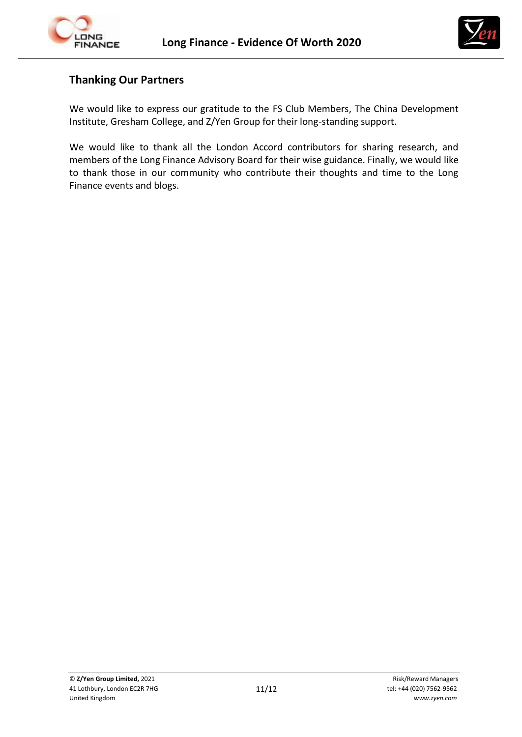## Thanking Our Partners

We would like to express our gratitude to the FS Club Members, The China Development Institute, Gresham College, and Z/Yen Group for their long-standing support.

We would like to thank all the London Accord contributors for sharing research, and members of the Long Finance Advisory Board for their wise guidance. Finally, we would like to thank those in our community who contribute their thoughts and time to the Long Finance events and blogs.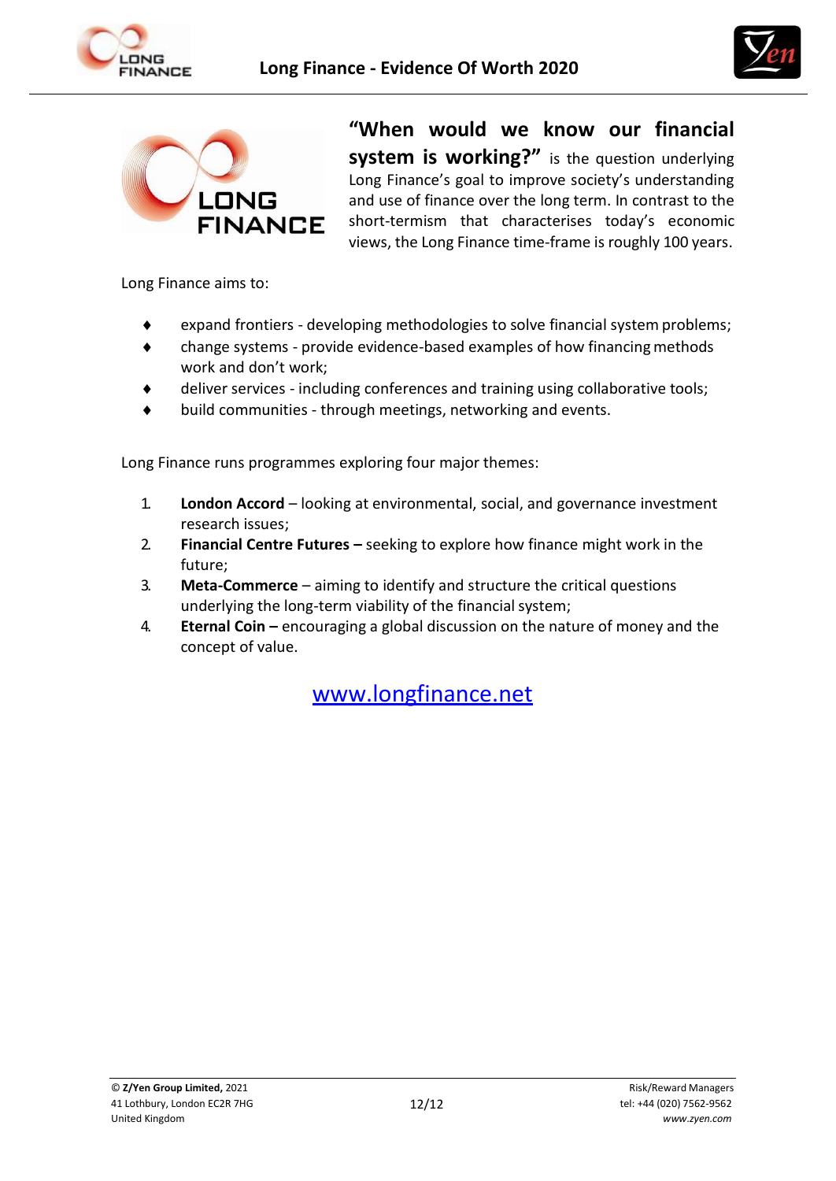**“When would we know our financial system is working?”** is the question underlying Long Finance’s goal to improve society’s understanding and use of finance over the long term. In contrast to the short-termism that characterises today’s economic views, the Long Finance time-frame is roughly 100 years.

Long Finance aims to:

- expand frontiers - developing methodologies to solve financial system problems;
- change systems - provide evidence-based examples of how financing methods work and don’t work;
- deliver services - including conferences and training using collaborative tools;
- build communities - through meetings, networking and events.

Long Finance runs programmes exploring four major themes:

1. **London Accord** – looking at environmental, social, and governance investment research issues;
2. **Financial Centre Futures –** seeking to explore how finance might work in the future;
3. **Meta-Commerce** – aiming to identify and structure the critical questions underlying the long-term viability of the financial system;
4. **Eternal Coin –** encouraging a global discussion on the nature of money and the concept of value.

[www.longfinance.net](http://www.longfinance.net)